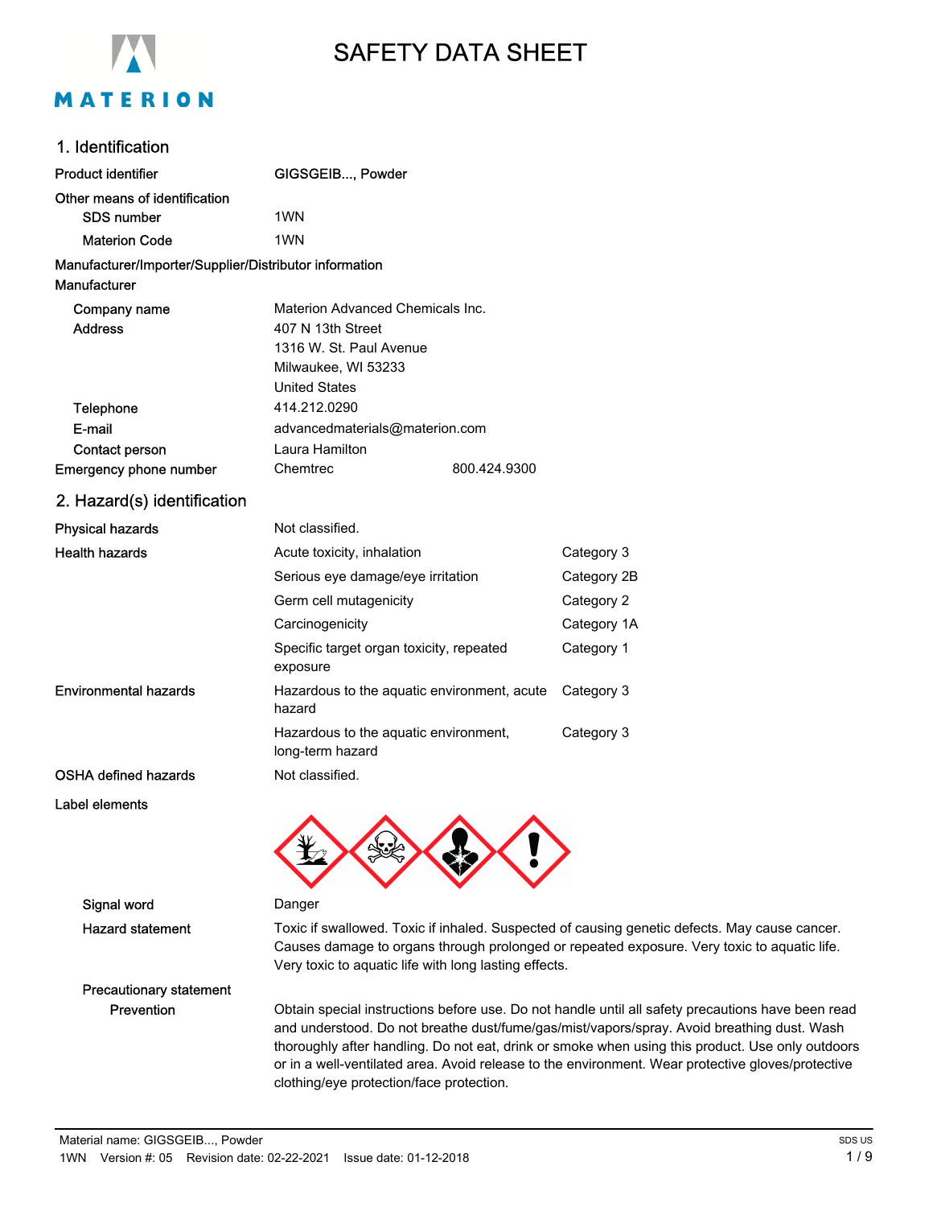# SAFETY DATA SHEET

## 1. Identification

| | |
|---|---|
| **Product identifier** | GIGSGEIB..., Powder |
| **Other means of identification** | |
| SDS number | 1WN |
| Materion Code | 1WN |

**Manufacturer/Importer/Supplier/Distributor information**

**Manufacturer**

| | |
|---|---|
| Company name | Materion Advanced Chemicals Inc. |
| Address | 407 N 13th Street<br>1316 W. St. Paul Avenue<br>Milwaukee, WI 53233<br>United States |
| Telephone | 414.212.0290 |
| E-mail | advancedmaterials@materion.com |
| Contact person | Laura Hamilton |
| **Emergency phone number** | Chemtrec 800.424.9300 |

## 2. Hazard(s) identification

| | | |
|---|---|---|
| **Physical hazards** | Not classified. | |
| **Health hazards** | Acute toxicity, inhalation | Category 3 |
| | Serious eye damage/eye irritation | Category 2B |
| | Germ cell mutagenicity | Category 2 |
| | Carcinogenicity | Category 1A |
| | Specific target organ toxicity, repeated exposure | Category 1 |
| **Environmental hazards** | Hazardous to the aquatic environment, acute hazard | Category 3 |
| | Hazardous to the aquatic environment, long-term hazard | Category 3 |
| **OSHA defined hazards** | Not classified. | |

**Label elements**

**Signal word** Danger

**Hazard statement** Toxic if swallowed. Toxic if inhaled. Suspected of causing genetic defects. May cause cancer. Causes damage to organs through prolonged or repeated exposure. Very toxic to aquatic life. Very toxic to aquatic life with long lasting effects.

**Precautionary statement**

**Prevention** Obtain special instructions before use. Do not handle until all safety precautions have been read and understood. Do not breathe dust/fume/gas/mist/vapors/spray. Avoid breathing dust. Wash thoroughly after handling. Do not eat, drink or smoke when using this product. Use only outdoors or in a well-ventilated area. Avoid release to the environment. Wear protective gloves/protective clothing/eye protection/face protection.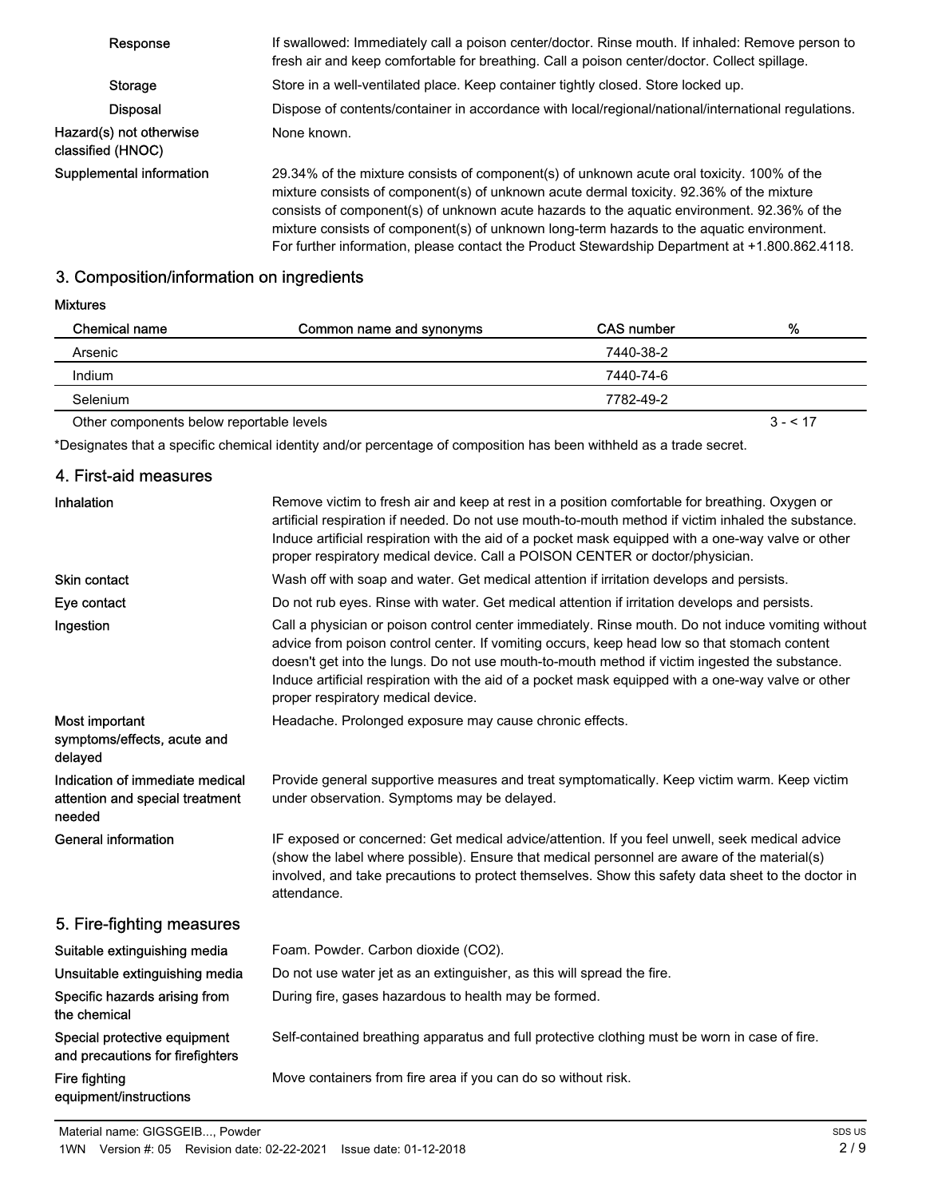| | |
|---|---|
| Response | If swallowed: Immediately call a poison center/doctor. Rinse mouth. If inhaled: Remove person to fresh air and keep comfortable for breathing. Call a poison center/doctor. Collect spillage. |
| Storage | Store in a well-ventilated place. Keep container tightly closed. Store locked up. |
| Disposal | Dispose of contents/container in accordance with local/regional/national/international regulations. |
| Hazard(s) not otherwise classified (HNOC) | None known. |
| Supplemental information | 29.34% of the mixture consists of component(s) of unknown acute oral toxicity. 100% of the mixture consists of component(s) of unknown acute dermal toxicity. 92.36% of the mixture consists of component(s) of unknown acute hazards to the aquatic environment. 92.36% of the mixture consists of component(s) of unknown long-term hazards to the aquatic environment. For further information, please contact the Product Stewardship Department at +1.800.862.4118. |

## 3. Composition/information on ingredients

**Mixtures**

| Chemical name | Common name and synonyms | CAS number | % |
|---|---|---|---|
| Arsenic | | 7440-38-2 | |
| Indium | | 7440-74-6 | |
| Selenium | | 7782-49-2 | |
| Other components below reportable levels | | | 3 - < 17 |

*Designates that a specific chemical identity and/or percentage of composition has been withheld as a trade secret.

## 4. First-aid measures

| | |
|---|---|
| Inhalation | Remove victim to fresh air and keep at rest in a position comfortable for breathing. Oxygen or artificial respiration if needed. Do not use mouth-to-mouth method if victim inhaled the substance. Induce artificial respiration with the aid of a pocket mask equipped with a one-way valve or other proper respiratory medical device. Call a POISON CENTER or doctor/physician. |
| Skin contact | Wash off with soap and water. Get medical attention if irritation develops and persists. |
| Eye contact | Do not rub eyes. Rinse with water. Get medical attention if irritation develops and persists. |
| Ingestion | Call a physician or poison control center immediately. Rinse mouth. Do not induce vomiting without advice from poison control center. If vomiting occurs, keep head low so that stomach content doesn't get into the lungs. Do not use mouth-to-mouth method if victim ingested the substance. Induce artificial respiration with the aid of a pocket mask equipped with a one-way valve or other proper respiratory medical device. |
| Most important symptoms/effects, acute and delayed | Headache. Prolonged exposure may cause chronic effects. |
| Indication of immediate medical attention and special treatment needed | Provide general supportive measures and treat symptomatically. Keep victim warm. Keep victim under observation. Symptoms may be delayed. |
| General information | IF exposed or concerned: Get medical advice/attention. If you feel unwell, seek medical advice (show the label where possible). Ensure that medical personnel are aware of the material(s) involved, and take precautions to protect themselves. Show this safety data sheet to the doctor in attendance. |

## 5. Fire-fighting measures

| | |
|---|---|
| Suitable extinguishing media | Foam. Powder. Carbon dioxide ($CO_2$). |
| Unsuitable extinguishing media | Do not use water jet as an extinguisher, as this will spread the fire. |
| Specific hazards arising from the chemical | During fire, gases hazardous to health may be formed. |
| Special protective equipment and precautions for firefighters | Self-contained breathing apparatus and full protective clothing must be worn in case of fire. |
| Fire fighting equipment/instructions | Move containers from fire area if you can do so without risk. |

Material name: GIGSGEIB..., Powder

1WN Version #: 05 Revision date: 02-22-2021 Issue date: 01-12-2018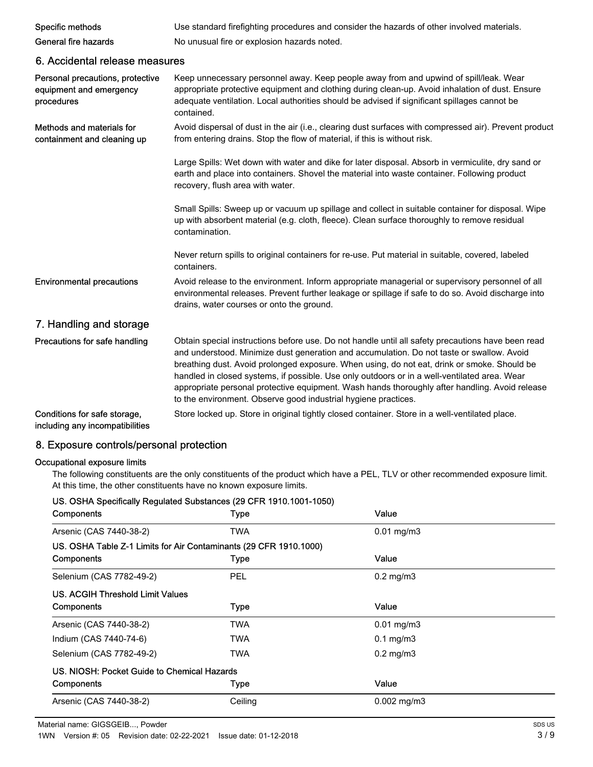| | |
|---|---|
| **Specific methods** | Use standard firefighting procedures and consider the hazards of other involved materials. |
| **General fire hazards** | No unusual fire or explosion hazards noted. |

## 6. Accidental release measures

| | |
|---|---|
| **Personal precautions, protective equipment and emergency procedures** | Keep unnecessary personnel away. Keep people away from and upwind of spill/leak. Wear appropriate protective equipment and clothing during clean-up. Avoid inhalation of dust. Ensure adequate ventilation. Local authorities should be advised if significant spillages cannot be contained. |
| **Methods and materials for containment and cleaning up** | Avoid dispersal of dust in the air (i.e., clearing dust surfaces with compressed air). Prevent product from entering drains. Stop the flow of material, if this is without risk.<br><br>Large Spills: Wet down with water and dike for later disposal. Absorb in vermiculite, dry sand or earth and place into containers. Shovel the material into waste container. Following product recovery, flush area with water.<br><br>Small Spills: Sweep up or vacuum up spillage and collect in suitable container for disposal. Wipe up with absorbent material (e.g. cloth, fleece). Clean surface thoroughly to remove residual contamination.<br><br>Never return spills to original containers for re-use. Put material in suitable, covered, labeled containers. |
| **Environmental precautions** | Avoid release to the environment. Inform appropriate managerial or supervisory personnel of all environmental releases. Prevent further leakage or spillage if safe to do so. Avoid discharge into drains, water courses or onto the ground. |

## 7. Handling and storage

| | |
|---|---|
| **Precautions for safe handling** | Obtain special instructions before use. Do not handle until all safety precautions have been read and understood. Minimize dust generation and accumulation. Do not taste or swallow. Avoid breathing dust. Avoid prolonged exposure. When using, do not eat, drink or smoke. Should be handled in closed systems, if possible. Use only outdoors or in a well-ventilated area. Wear appropriate personal protective equipment. Wash hands thoroughly after handling. Avoid release to the environment. Observe good industrial hygiene practices. |
| **Conditions for safe storage, including any incompatibilities** | Store locked up. Store in original tightly closed container. Store in a well-ventilated place. |

## 8. Exposure controls/personal protection

**Occupational exposure limits**

The following constituents are the only constituents of the product which have a PEL, TLV or other recommended exposure limit. At this time, the other constituents have no known exposure limits.

**US. OSHA Specifically Regulated Substances (29 CFR 1910.1001-1050)**

| Components | Type | Value |
|---|---|---|
| Arsenic (CAS 7440-38-2) | TWA | 0.01 mg/m3 |

**US. OSHA Table Z-1 Limits for Air Contaminants (29 CFR 1910.1000)**

| Components | Type | Value |
|---|---|---|
| Selenium (CAS 7782-49-2) | PEL | 0.2 mg/m3 |

**US. ACGIH Threshold Limit Values**

| Components | Type | Value |
|---|---|---|
| Arsenic (CAS 7440-38-2) | TWA | 0.01 mg/m3 |
| Indium (CAS 7440-74-6) | TWA | 0.1 mg/m3 |
| Selenium (CAS 7782-49-2) | TWA | 0.2 mg/m3 |

**US. NIOSH: Pocket Guide to Chemical Hazards**

| Components | Type | Value |
|---|---|---|
| Arsenic (CAS 7440-38-2) | Ceiling | 0.002 mg/m3 |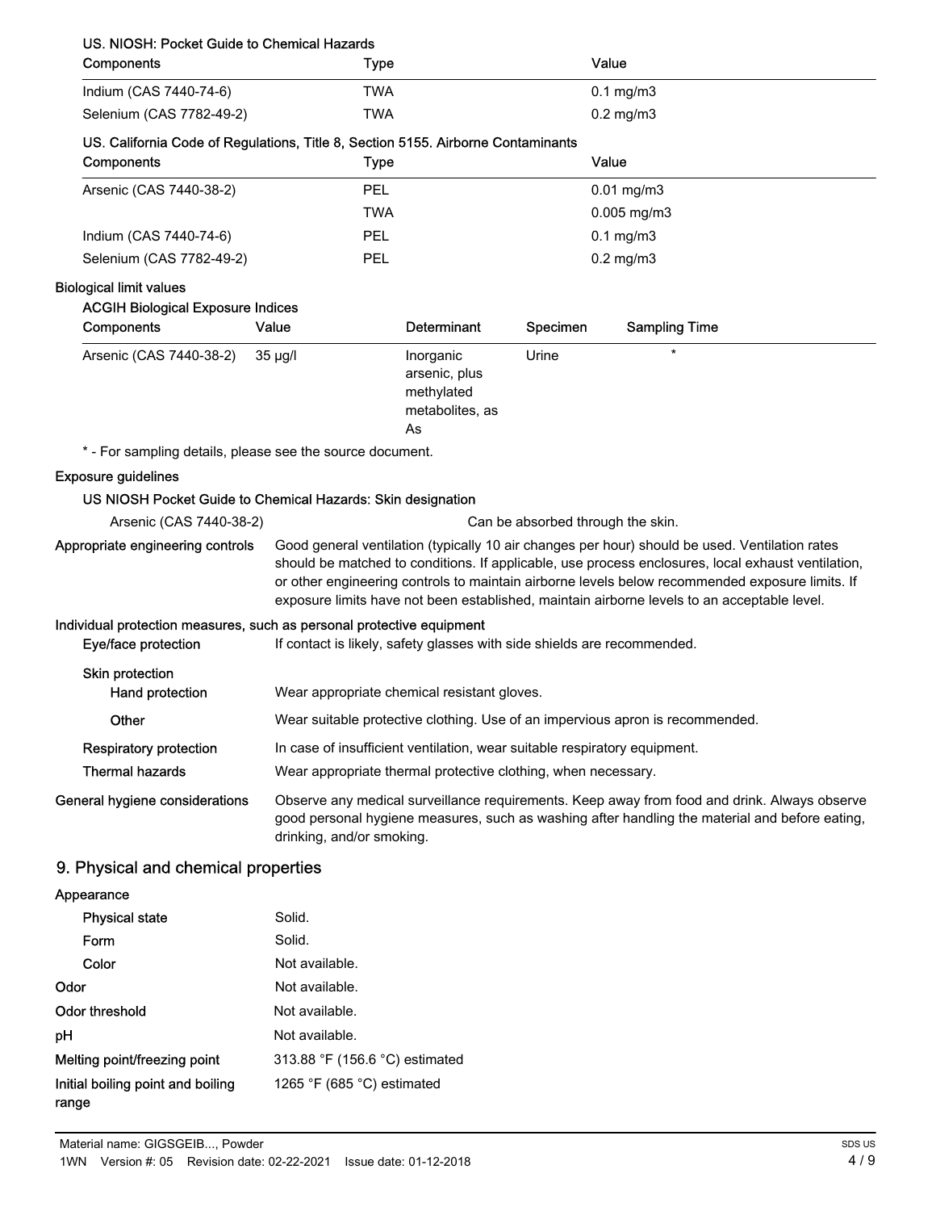**US. NIOSH: Pocket Guide to Chemical Hazards**

| Components | Type | Value |
|---|---|---|
| Indium (CAS 7440-74-6) | TWA | 0.1 mg/m3 |
| Selenium (CAS 7782-49-2) | TWA | 0.2 mg/m3 |

**US. California Code of Regulations, Title 8, Section 5155. Airborne Contaminants**

| Components | Type | Value |
|---|---|---|
| Arsenic (CAS 7440-38-2) | PEL | 0.01 mg/m3 |
| | TWA | 0.005 mg/m3 |
| Indium (CAS 7440-74-6) | PEL | 0.1 mg/m3 |
| Selenium (CAS 7782-49-2) | PEL | 0.2 mg/m3 |

**Biological limit values**

**ACGIH Biological Exposure Indices**

| Components | Value | Determinant | Specimen | Sampling Time |
|---|---|---|---|---|
| Arsenic (CAS 7440-38-2) | 35 µg/l | Inorganic arsenic, plus methylated metabolites, as As | Urine | * |

\* - For sampling details, please see the source document.

**Exposure guidelines**

**US NIOSH Pocket Guide to Chemical Hazards: Skin designation**

Arsenic (CAS 7440-38-2) — Can be absorbed through the skin.

**Appropriate engineering controls** Good general ventilation (typically 10 air changes per hour) should be used. Ventilation rates should be matched to conditions. If applicable, use process enclosures, local exhaust ventilation, or other engineering controls to maintain airborne levels below recommended exposure limits. If exposure limits have not been established, maintain airborne levels to an acceptable level.

**Individual protection measures, such as personal protective equipment**

**Eye/face protection** If contact is likely, safety glasses with side shields are recommended.

**Skin protection**

**Hand protection** Wear appropriate chemical resistant gloves.

**Other** Wear suitable protective clothing. Use of an impervious apron is recommended.

**Respiratory protection** In case of insufficient ventilation, wear suitable respiratory equipment.

**Thermal hazards** Wear appropriate thermal protective clothing, when necessary.

**General hygiene considerations** Observe any medical surveillance requirements. Keep away from food and drink. Always observe good personal hygiene measures, such as washing after handling the material and before eating, drinking, and/or smoking.

## 9. Physical and chemical properties

**Appearance**

| | |
|---|---|
| Physical state | Solid. |
| Form | Solid. |
| Color | Not available. |
| Odor | Not available. |
| Odor threshold | Not available. |
| pH | Not available. |
| Melting point/freezing point | 313.88 °F (156.6 °C) estimated |
| Initial boiling point and boiling range | 1265 °F (685 °C) estimated |

Material name: GIGSGEIB..., Powder
1WN Version #: 05 Revision date: 02-22-2021 Issue date: 01-12-2018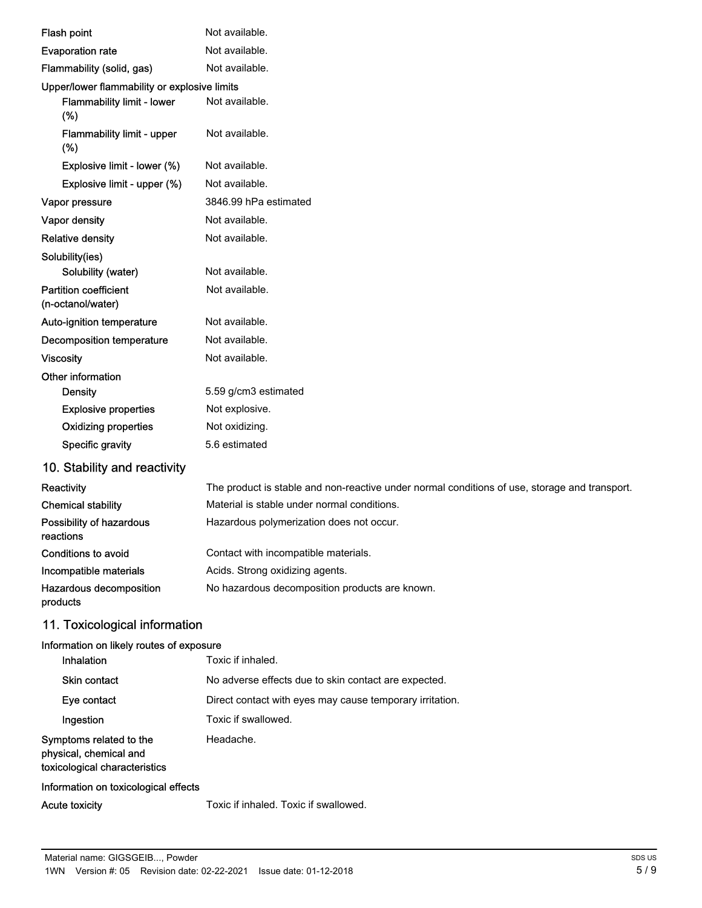| | |
|---|---|
| Flash point | Not available. |
| Evaporation rate | Not available. |
| Flammability (solid, gas) | Not available. |
| **Upper/lower flammability or explosive limits** | |
| Flammability limit - lower (%) | Not available. |
| Flammability limit - upper (%) | Not available. |
| Explosive limit - lower (%) | Not available. |
| Explosive limit - upper (%) | Not available. |
| Vapor pressure | 3846.99 hPa estimated |
| Vapor density | Not available. |
| Relative density | Not available. |
| **Solubility(ies)** | |
| Solubility (water) | Not available. |
| Partition coefficient (n-octanol/water) | Not available. |
| Auto-ignition temperature | Not available. |
| Decomposition temperature | Not available. |
| Viscosity | Not available. |
| **Other information** | |
| Density | 5.59 g/cm3 estimated |
| Explosive properties | Not explosive. |
| Oxidizing properties | Not oxidizing. |
| Specific gravity | 5.6 estimated |

## 10. Stability and reactivity

| | |
|---|---|
| Reactivity | The product is stable and non-reactive under normal conditions of use, storage and transport. |
| Chemical stability | Material is stable under normal conditions. |
| Possibility of hazardous reactions | Hazardous polymerization does not occur. |
| Conditions to avoid | Contact with incompatible materials. |
| Incompatible materials | Acids. Strong oxidizing agents. |
| Hazardous decomposition products | No hazardous decomposition products are known. |

## 11. Toxicological information

| | |
|---|---|
| **Information on likely routes of exposure** | |
| Inhalation | Toxic if inhaled. |
| Skin contact | No adverse effects due to skin contact are expected. |
| Eye contact | Direct contact with eyes may cause temporary irritation. |
| Ingestion | Toxic if swallowed. |
| Symptoms related to the physical, chemical and toxicological characteristics | Headache. |
| **Information on toxicological effects** | |
| Acute toxicity | Toxic if inhaled. Toxic if swallowed. |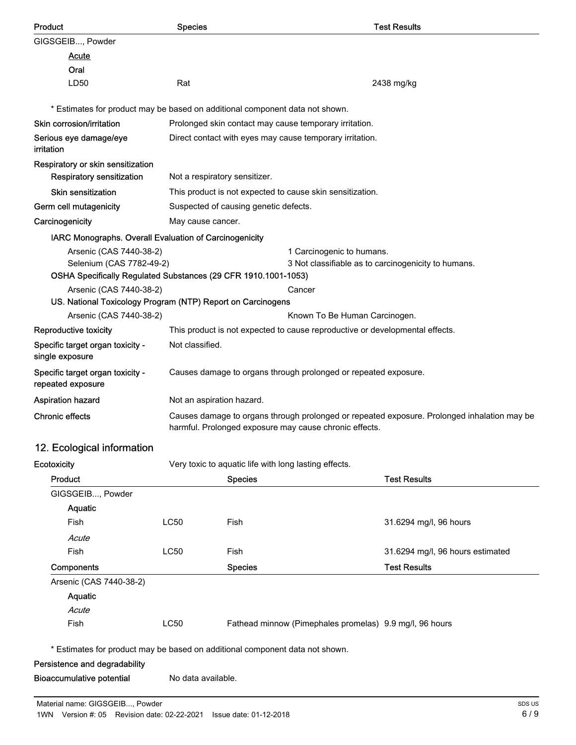| Product | Species | Test Results |
| --- | --- | --- |
| GIGSGEIB..., Powder | | |
| Acute | | |
| Oral | | |
| LD50 | Rat | 2438 mg/kg |

\* Estimates for product may be based on additional component data not shown.

**Skin corrosion/irritation** Prolonged skin contact may cause temporary irritation.

**Serious eye damage/eye irritation** Direct contact with eyes may cause temporary irritation.

**Respiratory or skin sensitization**

**Respiratory sensitization** Not a respiratory sensitizer.

**Skin sensitization** This product is not expected to cause skin sensitization.

**Germ cell mutagenicity** Suspected of causing genetic defects.

**Carcinogenicity** May cause cancer.

**IARC Monographs. Overall Evaluation of Carcinogenicity**

| | |
| --- | --- |
| Arsenic (CAS 7440-38-2) | 1 Carcinogenic to humans. |
| Selenium (CAS 7782-49-2) | 3 Not classifiable as to carcinogenicity to humans. |

**OSHA Specifically Regulated Substances (29 CFR 1910.1001-1053)**

| | |
| --- | --- |
| Arsenic (CAS 7440-38-2) | Cancer |

**US. National Toxicology Program (NTP) Report on Carcinogens**

| | |
| --- | --- |
| Arsenic (CAS 7440-38-2) | Known To Be Human Carcinogen. |

**Reproductive toxicity** This product is not expected to cause reproductive or developmental effects.

**Specific target organ toxicity - single exposure** Not classified.

**Specific target organ toxicity - repeated exposure** Causes damage to organs through prolonged or repeated exposure.

**Aspiration hazard** Not an aspiration hazard.

**Chronic effects** Causes damage to organs through prolonged or repeated exposure. Prolonged inhalation may be harmful. Prolonged exposure may cause chronic effects.

## 12. Ecological information

**Ecotoxicity** Very toxic to aquatic life with long lasting effects.

| Product | | Species | Test Results |
| --- | --- | --- | --- |
| GIGSGEIB..., Powder | | | |
| **Aquatic** | | | |
| Fish | LC50 | Fish | 31.6294 mg/l, 96 hours |
| *Acute* | | | |
| Fish | LC50 | Fish | 31.6294 mg/l, 96 hours estimated |
| **Components** | | **Species** | **Test Results** |
| Arsenic (CAS 7440-38-2) | | | |
| **Aquatic** | | | |
| *Acute* | | | |
| Fish | LC50 | Fathead minnow (Pimephales promelas) | 9.9 mg/l, 96 hours |

\* Estimates for product may be based on additional component data not shown.

**Persistence and degradability**

**Bioaccumulative potential** No data available.

Material name: GIGSGEIB..., Powder

1WN Version #: 05 Revision date: 02-22-2021 Issue date: 01-12-2018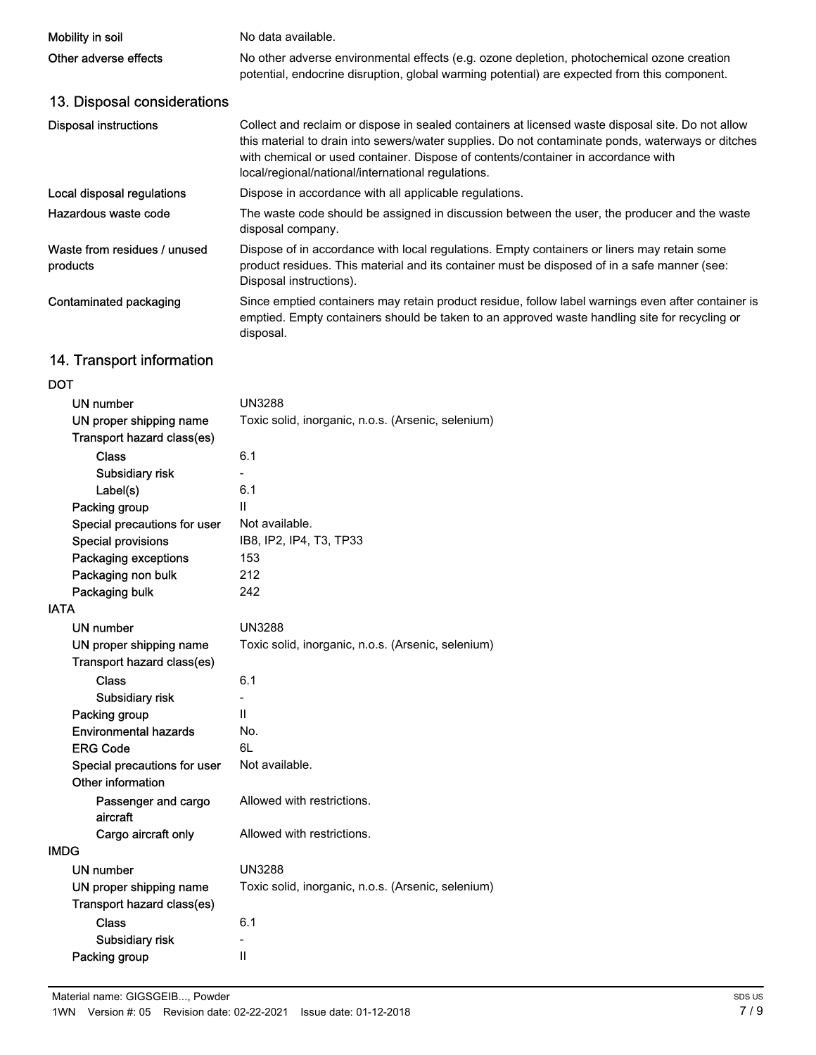| | |
|---|---|
| Mobility in soil | No data available. |
| Other adverse effects | No other adverse environmental effects (e.g. ozone depletion, photochemical ozone creation potential, endocrine disruption, global warming potential) are expected from this component. |

## 13. Disposal considerations

| | |
|---|---|
| Disposal instructions | Collect and reclaim or dispose in sealed containers at licensed waste disposal site. Do not allow this material to drain into sewers/water supplies. Do not contaminate ponds, waterways or ditches with chemical or used container. Dispose of contents/container in accordance with local/regional/national/international regulations. |
| Local disposal regulations | Dispose in accordance with all applicable regulations. |
| Hazardous waste code | The waste code should be assigned in discussion between the user, the producer and the waste disposal company. |
| Waste from residues / unused products | Dispose of in accordance with local regulations. Empty containers or liners may retain some product residues. This material and its container must be disposed of in a safe manner (see: Disposal instructions). |
| Contaminated packaging | Since emptied containers may retain product residue, follow label warnings even after container is emptied. Empty containers should be taken to an approved waste handling site for recycling or disposal. |

## 14. Transport information

**DOT**

| | |
|---|---|
| UN number | UN3288 |
| UN proper shipping name | Toxic solid, inorganic, n.o.s. (Arsenic, selenium) |
| Transport hazard class(es) | |
| Class | 6.1 |
| Subsidiary risk | - |
| Label(s) | 6.1 |
| Packing group | II |
| Special precautions for user | Not available. |
| Special provisions | IB8, IP2, IP4, T3, TP33 |
| Packaging exceptions | 153 |
| Packaging non bulk | 212 |
| Packaging bulk | 242 |

**IATA**

| | |
|---|---|
| UN number | UN3288 |
| UN proper shipping name | Toxic solid, inorganic, n.o.s. (Arsenic, selenium) |
| Transport hazard class(es) | |
| Class | 6.1 |
| Subsidiary risk | - |
| Packing group | II |
| Environmental hazards | No. |
| ERG Code | 6L |
| Special precautions for user | Not available. |
| Other information | |
| Passenger and cargo aircraft | Allowed with restrictions. |
| Cargo aircraft only | Allowed with restrictions. |

**IMDG**

| | |
|---|---|
| UN number | UN3288 |
| UN proper shipping name | Toxic solid, inorganic, n.o.s. (Arsenic, selenium) |
| Transport hazard class(es) | |
| Class | 6.1 |
| Subsidiary risk | - |
| Packing group | II |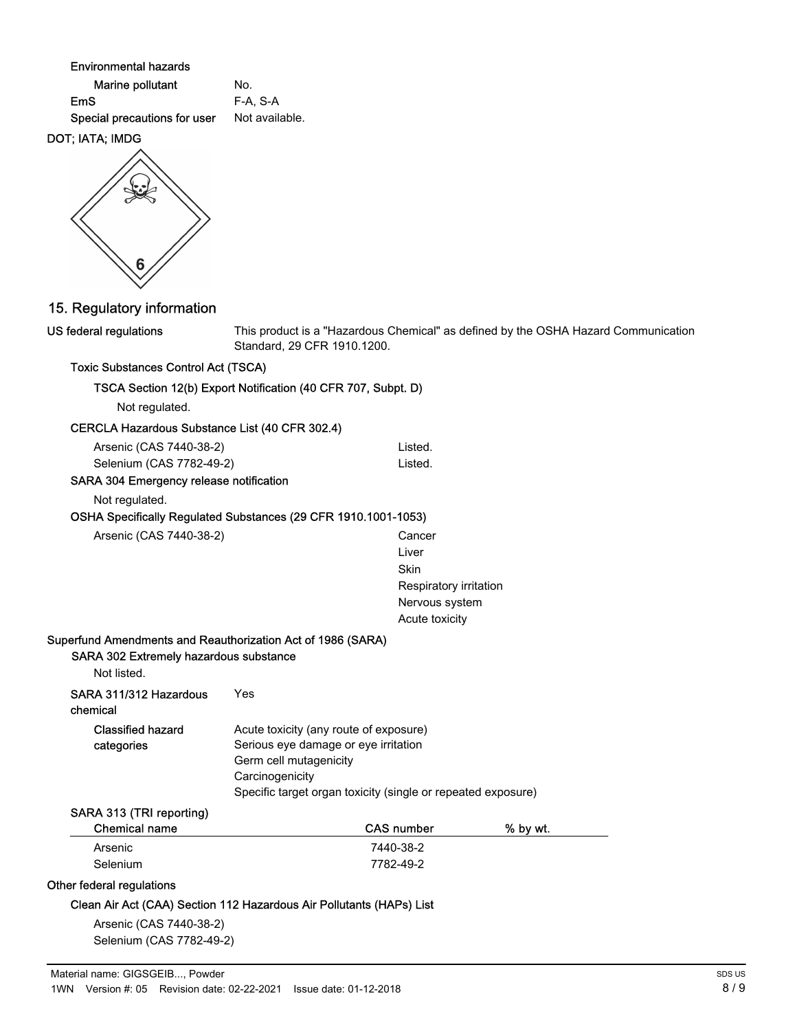**Environmental hazards**

| | |
|---|---|
| **Marine pollutant** | No. |
| **EmS** | F-A, S-A |
| **Special precautions for user** | Not available. |

**DOT; IATA; IMDG**

## 15. Regulatory information

**US federal regulations** This product is a "Hazardous Chemical" as defined by the OSHA Hazard Communication Standard, 29 CFR 1910.1200.

**Toxic Substances Control Act (TSCA)**

**TSCA Section 12(b) Export Notification (40 CFR 707, Subpt. D)**

Not regulated.

**CERCLA Hazardous Substance List (40 CFR 302.4)**

| | |
|---|---|
| Arsenic (CAS 7440-38-2) | Listed. |
| Selenium (CAS 7782-49-2) | Listed. |

**SARA 304 Emergency release notification**

Not regulated.

**OSHA Specifically Regulated Substances (29 CFR 1910.1001-1053)**

Arsenic (CAS 7440-38-2)
- Cancer
- Liver
- Skin
- Respiratory irritation
- Nervous system
- Acute toxicity

**Superfund Amendments and Reauthorization Act of 1986 (SARA)**

**SARA 302 Extremely hazardous substance**

Not listed.

**SARA 311/312 Hazardous chemical** Yes

**Classified hazard categories**
- Acute toxicity (any route of exposure)
- Serious eye damage or eye irritation
- Germ cell mutagenicity
- Carcinogenicity
- Specific target organ toxicity (single or repeated exposure)

**SARA 313 (TRI reporting)**

| Chemical name | CAS number | % by wt. |
|---|---|---|
| Arsenic | 7440-38-2 | |
| Selenium | 7782-49-2 | |

**Other federal regulations**

**Clean Air Act (CAA) Section 112 Hazardous Air Pollutants (HAPs) List**

Arsenic (CAS 7440-38-2)
Selenium (CAS 7782-49-2)

Material name: GIGSGEIB..., Powder
1WN Version #: 05 Revision date: 02-22-2021 Issue date: 01-12-2018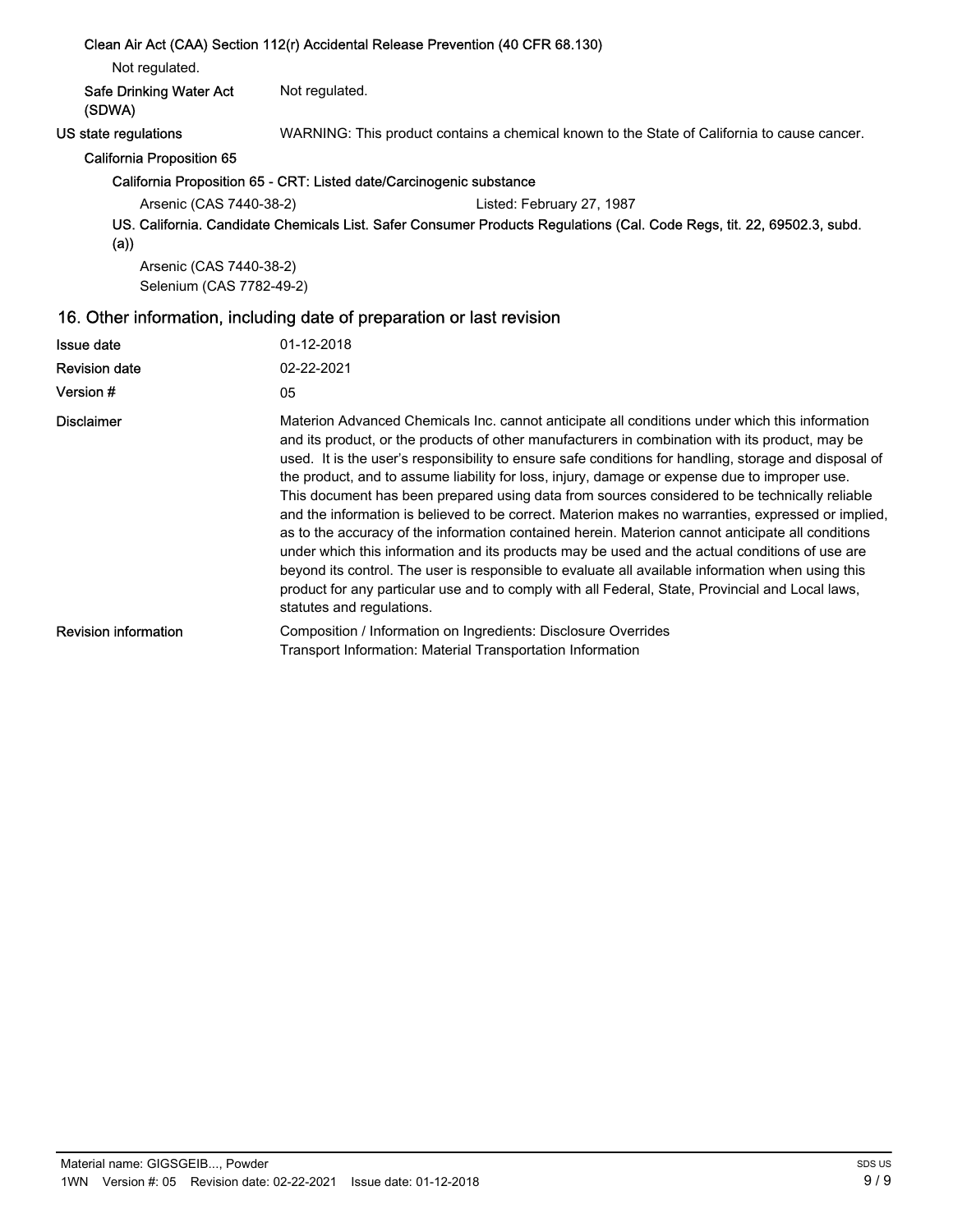**Clean Air Act (CAA) Section 112(r) Accidental Release Prevention (40 CFR 68.130)**

Not regulated.

**Safe Drinking Water Act (SDWA)** Not regulated.

**US state regulations** WARNING: This product contains a chemical known to the State of California to cause cancer.

**California Proposition 65**

**California Proposition 65 - CRT: Listed date/Carcinogenic substance**

Arsenic (CAS 7440-38-2) Listed: February 27, 1987

**US. California. Candidate Chemicals List. Safer Consumer Products Regulations (Cal. Code Regs, tit. 22, 69502.3, subd. (a))**

Arsenic (CAS 7440-38-2)
Selenium (CAS 7782-49-2)

## 16. Other information, including date of preparation or last revision

| | |
|---|---|
| **Issue date** | 01-12-2018 |
| **Revision date** | 02-22-2021 |
| **Version #** | 05 |
| **Disclaimer** | Materion Advanced Chemicals Inc. cannot anticipate all conditions under which this information and its product, or the products of other manufacturers in combination with its product, may be used. It is the user's responsibility to ensure safe conditions for handling, storage and disposal of the product, and to assume liability for loss, injury, damage or expense due to improper use. This document has been prepared using data from sources considered to be technically reliable and the information is believed to be correct. Materion makes no warranties, expressed or implied, as to the accuracy of the information contained herein. Materion cannot anticipate all conditions under which this information and its products may be used and the actual conditions of use are beyond its control. The user is responsible to evaluate all available information when using this product for any particular use and to comply with all Federal, State, Provincial and Local laws, statutes and regulations. |
| **Revision information** | Composition / Information on Ingredients: Disclosure Overrides<br>Transport Information: Material Transportation Information |